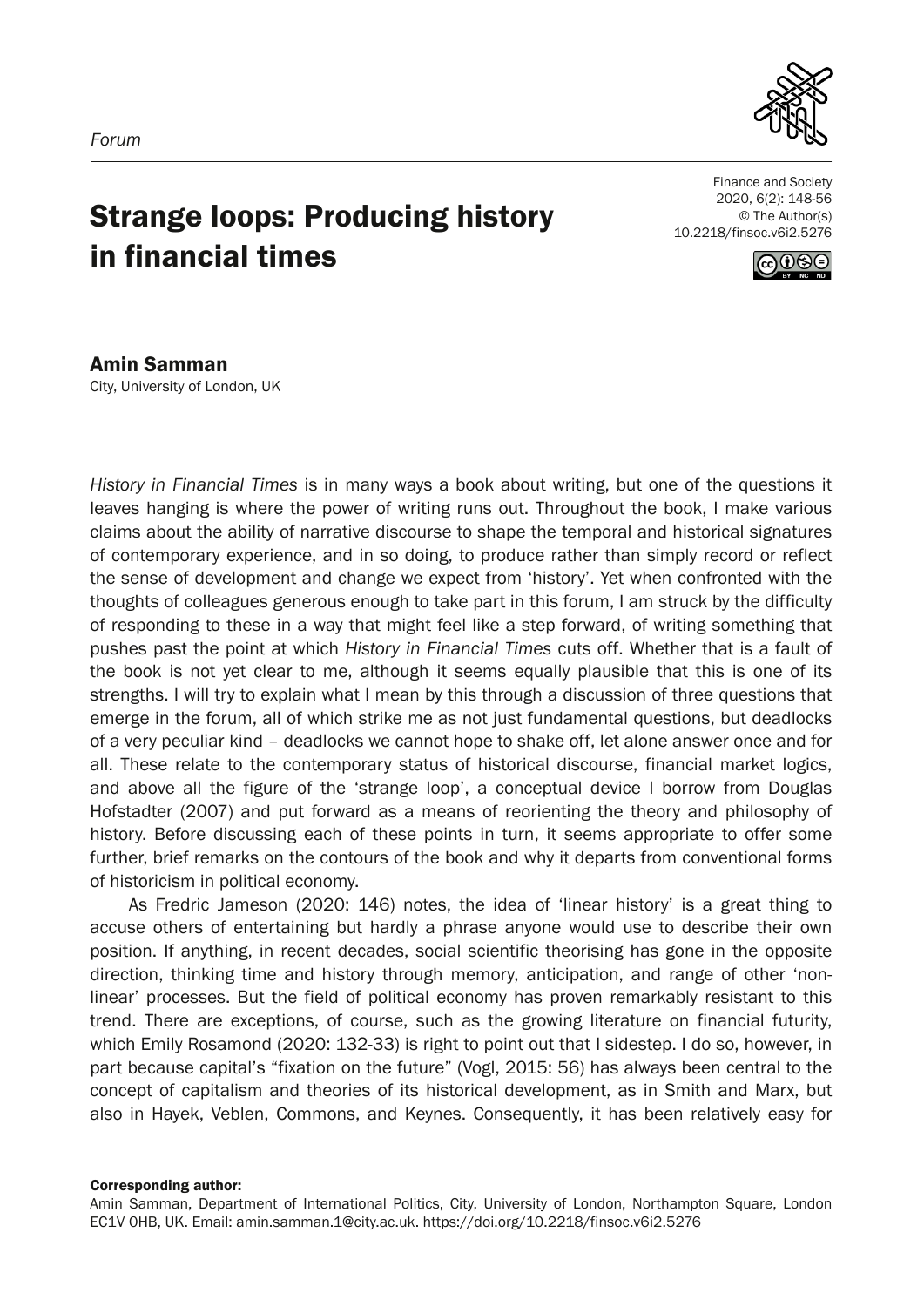*Forum*

# Strange loops: Producing history in financial times

Finance and Society
2020, 6(2): 148-56
© The Author(s)
10.2218/finsoc.v6i2.5276

**Amin Samman**
City, University of London, UK

*History in Financial Times* is in many ways a book about writing, but one of the questions it leaves hanging is where the power of writing runs out. Throughout the book, I make various claims about the ability of narrative discourse to shape the temporal and historical signatures of contemporary experience, and in so doing, to produce rather than simply record or reflect the sense of development and change we expect from 'history'. Yet when confronted with the thoughts of colleagues generous enough to take part in this forum, I am struck by the difficulty of responding to these in a way that might feel like a step forward, of writing something that pushes past the point at which *History in Financial Times* cuts off. Whether that is a fault of the book is not yet clear to me, although it seems equally plausible that this is one of its strengths. I will try to explain what I mean by this through a discussion of three questions that emerge in the forum, all of which strike me as not just fundamental questions, but deadlocks of a very peculiar kind – deadlocks we cannot hope to shake off, let alone answer once and for all. These relate to the contemporary status of historical discourse, financial market logics, and above all the figure of the 'strange loop', a conceptual device I borrow from Douglas Hofstadter (2007) and put forward as a means of reorienting the theory and philosophy of history. Before discussing each of these points in turn, it seems appropriate to offer some further, brief remarks on the contours of the book and why it departs from conventional forms of historicism in political economy.

As Fredric Jameson (2020: 146) notes, the idea of 'linear history' is a great thing to accuse others of entertaining but hardly a phrase anyone would use to describe their own position. If anything, in recent decades, social scientific theorising has gone in the opposite direction, thinking time and history through memory, anticipation, and range of other 'non-linear' processes. But the field of political economy has proven remarkably resistant to this trend. There are exceptions, of course, such as the growing literature on financial futurity, which Emily Rosamond (2020: 132-33) is right to point out that I sidestep. I do so, however, in part because capital's "fixation on the future" (Vogl, 2015: 56) has always been central to the concept of capitalism and theories of its historical development, as in Smith and Marx, but also in Hayek, Veblen, Commons, and Keynes. Consequently, it has been relatively easy for

**Corresponding author:**
Amin Samman, Department of International Politics, City, University of London, Northampton Square, London EC1V 0HB, UK. Email: amin.samman.1@city.ac.uk. https://doi.org/10.2218/finsoc.v6i2.5276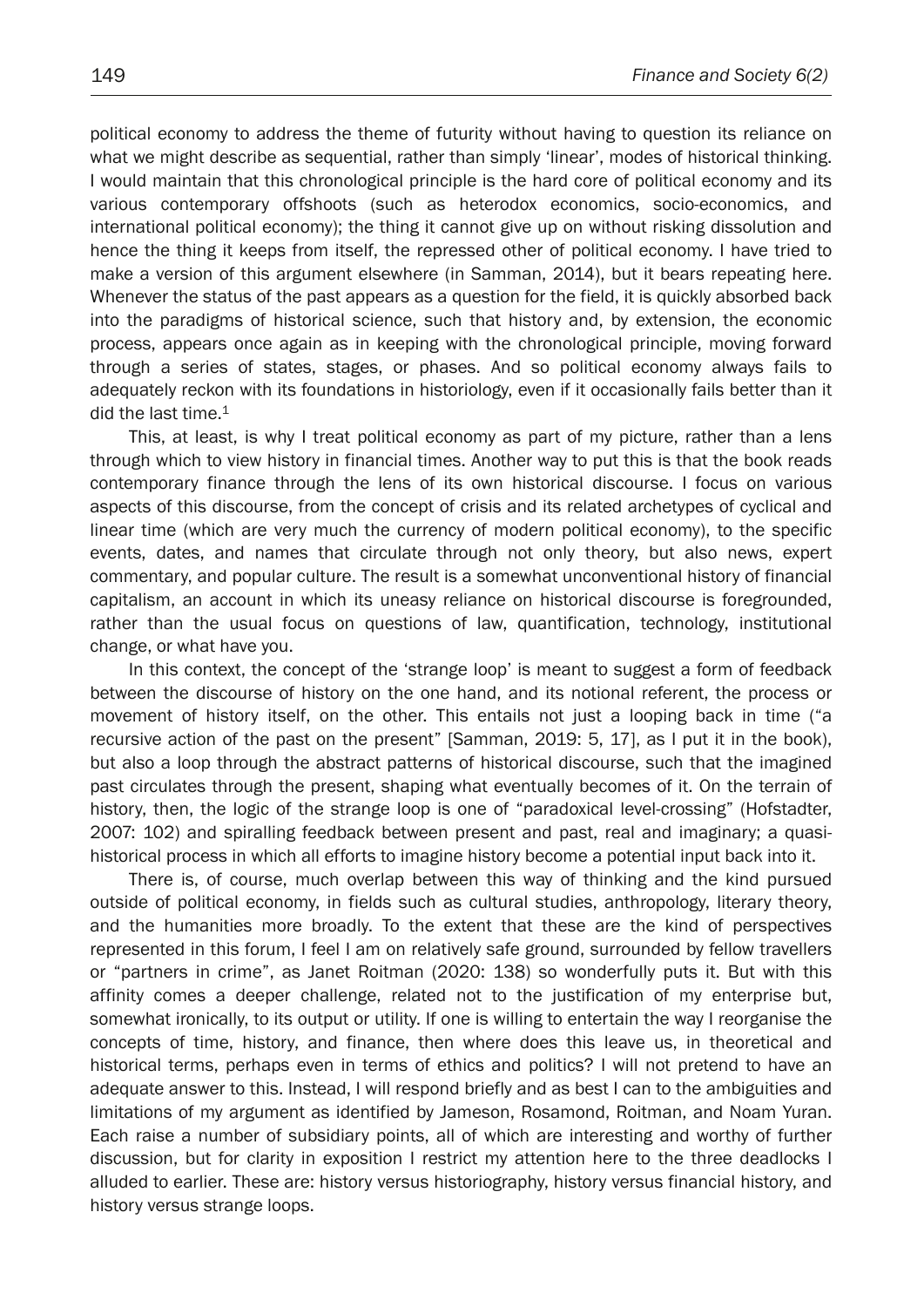political economy to address the theme of futurity without having to question its reliance on what we might describe as sequential, rather than simply 'linear', modes of historical thinking. I would maintain that this chronological principle is the hard core of political economy and its various contemporary offshoots (such as heterodox economics, socio-economics, and international political economy); the thing it cannot give up on without risking dissolution and hence the thing it keeps from itself, the repressed other of political economy. I have tried to make a version of this argument elsewhere (in Samman, 2014), but it bears repeating here. Whenever the status of the past appears as a question for the field, it is quickly absorbed back into the paradigms of historical science, such that history and, by extension, the economic process, appears once again as in keeping with the chronological principle, moving forward through a series of states, stages, or phases. And so political economy always fails to adequately reckon with its foundations in historiology, even if it occasionally fails better than it did the last time.[1]

This, at least, is why I treat political economy as part of my picture, rather than a lens through which to view history in financial times. Another way to put this is that the book reads contemporary finance through the lens of its own historical discourse. I focus on various aspects of this discourse, from the concept of crisis and its related archetypes of cyclical and linear time (which are very much the currency of modern political economy), to the specific events, dates, and names that circulate through not only theory, but also news, expert commentary, and popular culture. The result is a somewhat unconventional history of financial capitalism, an account in which its uneasy reliance on historical discourse is foregrounded, rather than the usual focus on questions of law, quantification, technology, institutional change, or what have you.

In this context, the concept of the 'strange loop' is meant to suggest a form of feedback between the discourse of history on the one hand, and its notional referent, the process or movement of history itself, on the other. This entails not just a looping back in time ("a recursive action of the past on the present" [Samman, 2019: 5, 17], as I put it in the book), but also a loop through the abstract patterns of historical discourse, such that the imagined past circulates through the present, shaping what eventually becomes of it. On the terrain of history, then, the logic of the strange loop is one of "paradoxical level-crossing" (Hofstadter, 2007: 102) and spiralling feedback between present and past, real and imaginary; a quasi-historical process in which all efforts to imagine history become a potential input back into it.

There is, of course, much overlap between this way of thinking and the kind pursued outside of political economy, in fields such as cultural studies, anthropology, literary theory, and the humanities more broadly. To the extent that these are the kind of perspectives represented in this forum, I feel I am on relatively safe ground, surrounded by fellow travellers or "partners in crime", as Janet Roitman (2020: 138) so wonderfully puts it. But with this affinity comes a deeper challenge, related not to the justification of my enterprise but, somewhat ironically, to its output or utility. If one is willing to entertain the way I reorganise the concepts of time, history, and finance, then where does this leave us, in theoretical and historical terms, perhaps even in terms of ethics and politics? I will not pretend to have an adequate answer to this. Instead, I will respond briefly and as best I can to the ambiguities and limitations of my argument as identified by Jameson, Rosamond, Roitman, and Noam Yuran. Each raise a number of subsidiary points, all of which are interesting and worthy of further discussion, but for clarity in exposition I restrict my attention here to the three deadlocks I alluded to earlier. These are: history versus historiography, history versus financial history, and history versus strange loops.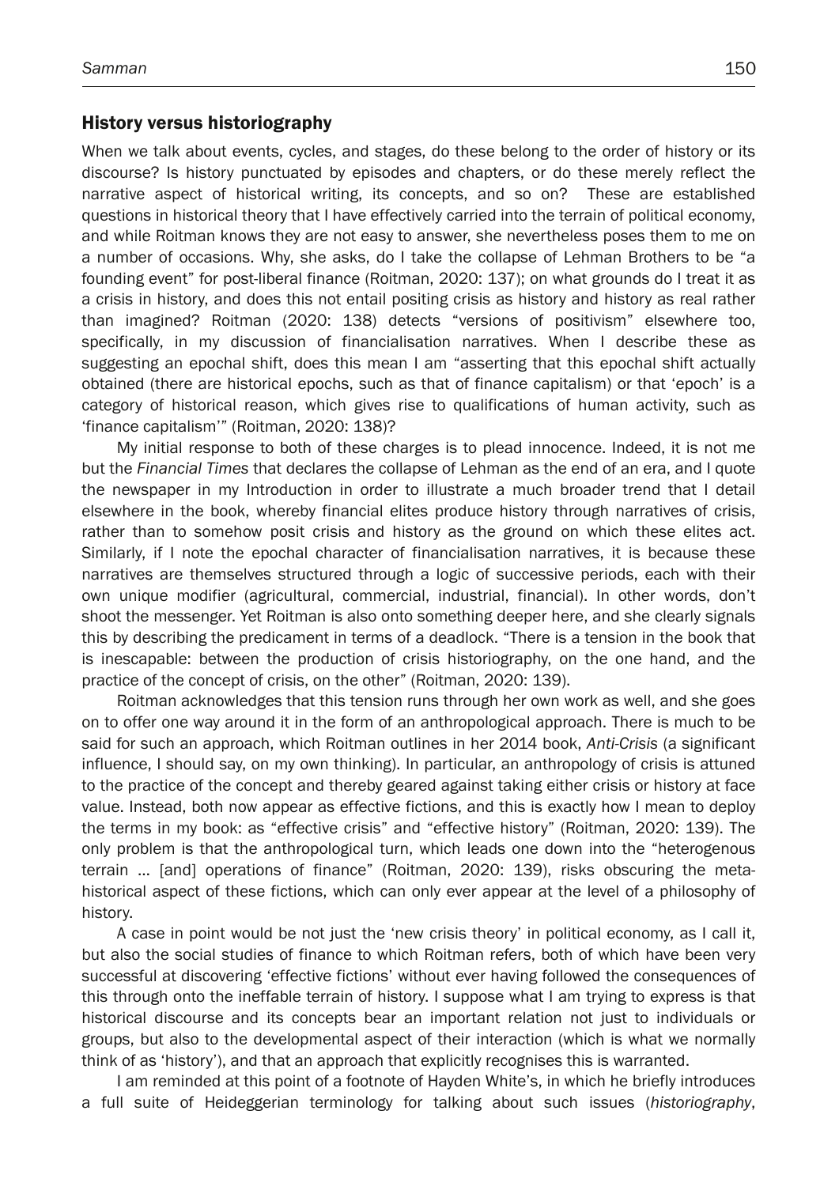## History versus historiography

When we talk about events, cycles, and stages, do these belong to the order of history or its discourse? Is history punctuated by episodes and chapters, or do these merely reflect the narrative aspect of historical writing, its concepts, and so on? These are established questions in historical theory that I have effectively carried into the terrain of political economy, and while Roitman knows they are not easy to answer, she nevertheless poses them to me on a number of occasions. Why, she asks, do I take the collapse of Lehman Brothers to be "a founding event" for post-liberal finance (Roitman, 2020: 137); on what grounds do I treat it as a crisis in history, and does this not entail positing crisis as history and history as real rather than imagined? Roitman (2020: 138) detects "versions of positivism" elsewhere too, specifically, in my discussion of financialisation narratives. When I describe these as suggesting an epochal shift, does this mean I am "asserting that this epochal shift actually obtained (there are historical epochs, such as that of finance capitalism) or that 'epoch' is a category of historical reason, which gives rise to qualifications of human activity, such as 'finance capitalism'" (Roitman, 2020: 138)?

My initial response to both of these charges is to plead innocence. Indeed, it is not me but the *Financial Times* that declares the collapse of Lehman as the end of an era, and I quote the newspaper in my Introduction in order to illustrate a much broader trend that I detail elsewhere in the book, whereby financial elites produce history through narratives of crisis, rather than to somehow posit crisis and history as the ground on which these elites act. Similarly, if I note the epochal character of financialisation narratives, it is because these narratives are themselves structured through a logic of successive periods, each with their own unique modifier (agricultural, commercial, industrial, financial). In other words, don't shoot the messenger. Yet Roitman is also onto something deeper here, and she clearly signals this by describing the predicament in terms of a deadlock. "There is a tension in the book that is inescapable: between the production of crisis historiography, on the one hand, and the practice of the concept of crisis, on the other" (Roitman, 2020: 139).

Roitman acknowledges that this tension runs through her own work as well, and she goes on to offer one way around it in the form of an anthropological approach. There is much to be said for such an approach, which Roitman outlines in her 2014 book, *Anti-Crisis* (a significant influence, I should say, on my own thinking). In particular, an anthropology of crisis is attuned to the practice of the concept and thereby geared against taking either crisis or history at face value. Instead, both now appear as effective fictions, and this is exactly how I mean to deploy the terms in my book: as "effective crisis" and "effective history" (Roitman, 2020: 139). The only problem is that the anthropological turn, which leads one down into the "heterogenous terrain ... [and] operations of finance" (Roitman, 2020: 139), risks obscuring the meta-historical aspect of these fictions, which can only ever appear at the level of a philosophy of history.

A case in point would be not just the 'new crisis theory' in political economy, as I call it, but also the social studies of finance to which Roitman refers, both of which have been very successful at discovering 'effective fictions' without ever having followed the consequences of this through onto the ineffable terrain of history. I suppose what I am trying to express is that historical discourse and its concepts bear an important relation not just to individuals or groups, but also to the developmental aspect of their interaction (which is what we normally think of as 'history'), and that an approach that explicitly recognises this is warranted.

I am reminded at this point of a footnote of Hayden White's, in which he briefly introduces a full suite of Heideggerian terminology for talking about such issues (*historiography*,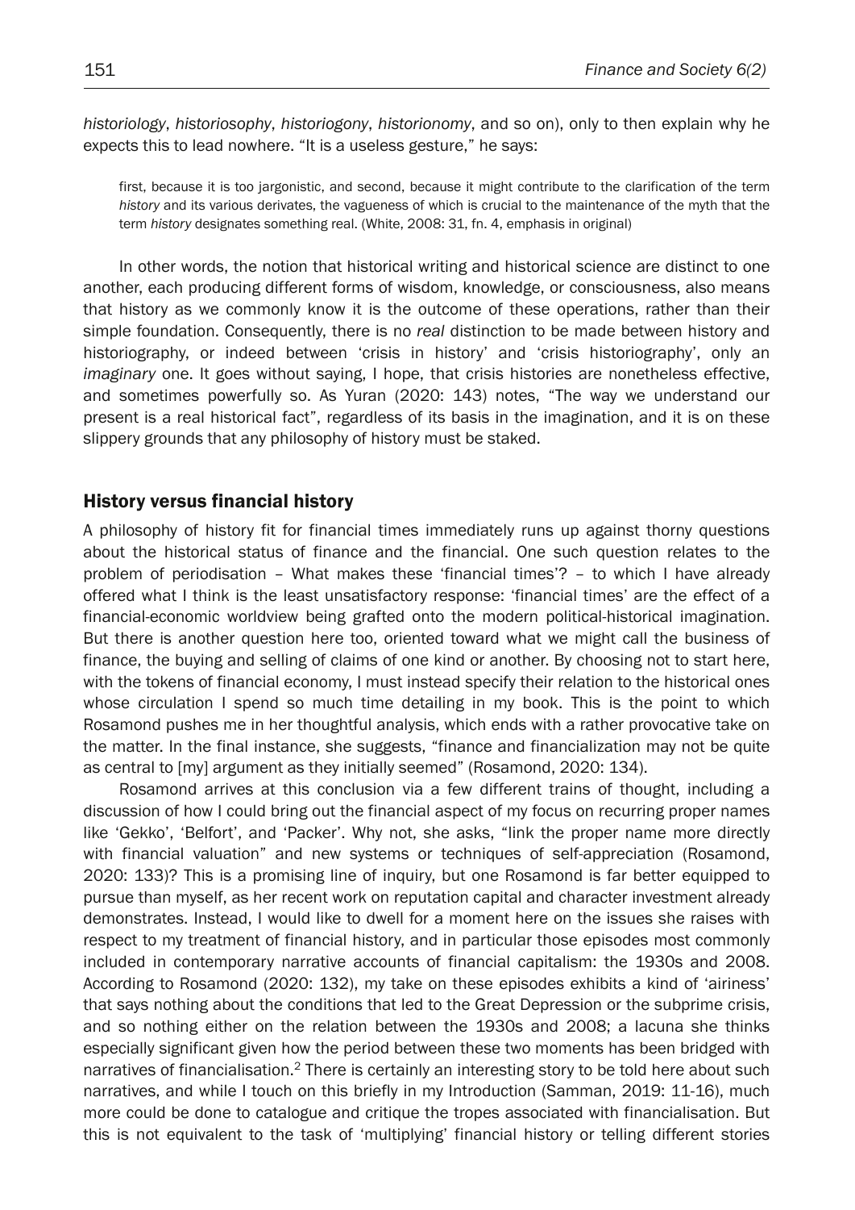*historiology*, *historiosophy*, *historiogony*, *historionomy*, and so on), only to then explain why he expects this to lead nowhere. "It is a useless gesture," he says:

> first, because it is too jargonistic, and second, because it might contribute to the clarification of the term *history* and its various derivates, the vagueness of which is crucial to the maintenance of the myth that the term *history* designates something real. (White, 2008: 31, fn. 4, emphasis in original)

In other words, the notion that historical writing and historical science are distinct to one another, each producing different forms of wisdom, knowledge, or consciousness, also means that history as we commonly know it is the outcome of these operations, rather than their simple foundation. Consequently, there is no *real* distinction to be made between history and historiography, or indeed between 'crisis in history' and 'crisis historiography', only an *imaginary* one. It goes without saying, I hope, that crisis histories are nonetheless effective, and sometimes powerfully so. As Yuran (2020: 143) notes, "The way we understand our present is a real historical fact", regardless of its basis in the imagination, and it is on these slippery grounds that any philosophy of history must be staked.

## History versus financial history

A philosophy of history fit for financial times immediately runs up against thorny questions about the historical status of finance and the financial. One such question relates to the problem of periodisation – What makes these 'financial times'? – to which I have already offered what I think is the least unsatisfactory response: 'financial times' are the effect of a financial-economic worldview being grafted onto the modern political-historical imagination. But there is another question here too, oriented toward what we might call the business of finance, the buying and selling of claims of one kind or another. By choosing not to start here, with the tokens of financial economy, I must instead specify their relation to the historical ones whose circulation I spend so much time detailing in my book. This is the point to which Rosamond pushes me in her thoughtful analysis, which ends with a rather provocative take on the matter. In the final instance, she suggests, "finance and financialization may not be quite as central to [my] argument as they initially seemed" (Rosamond, 2020: 134).

Rosamond arrives at this conclusion via a few different trains of thought, including a discussion of how I could bring out the financial aspect of my focus on recurring proper names like 'Gekko', 'Belfort', and 'Packer'. Why not, she asks, "link the proper name more directly with financial valuation" and new systems or techniques of self-appreciation (Rosamond, 2020: 133)? This is a promising line of inquiry, but one Rosamond is far better equipped to pursue than myself, as her recent work on reputation capital and character investment already demonstrates. Instead, I would like to dwell for a moment here on the issues she raises with respect to my treatment of financial history, and in particular those episodes most commonly included in contemporary narrative accounts of financial capitalism: the 1930s and 2008. According to Rosamond (2020: 132), my take on these episodes exhibits a kind of 'airiness' that says nothing about the conditions that led to the Great Depression or the subprime crisis, and so nothing either on the relation between the 1930s and 2008; a lacuna she thinks especially significant given how the period between these two moments has been bridged with narratives of financialisation.[2] There is certainly an interesting story to be told here about such narratives, and while I touch on this briefly in my Introduction (Samman, 2019: 11-16), much more could be done to catalogue and critique the tropes associated with financialisation. But this is not equivalent to the task of 'multiplying' financial history or telling different stories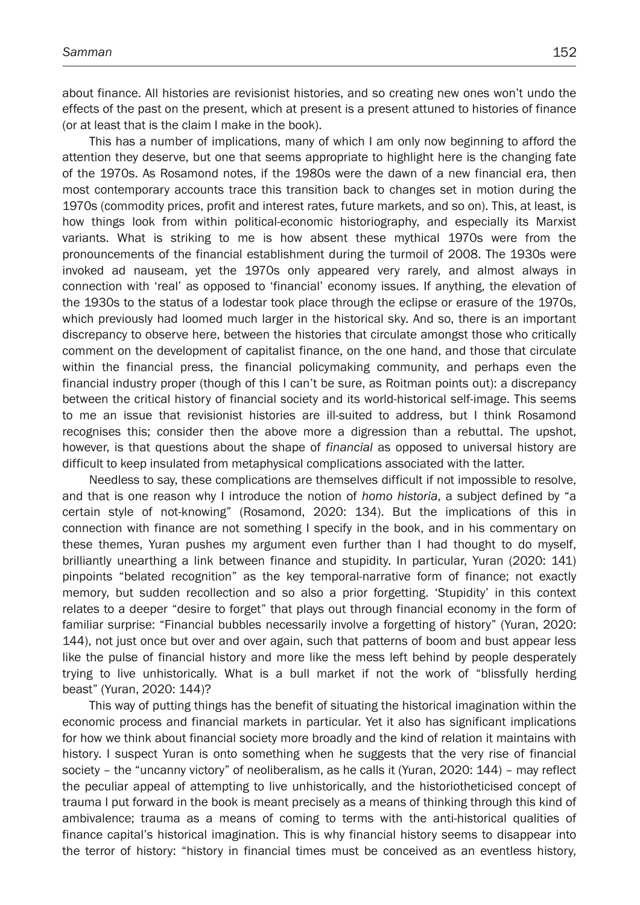about finance. All histories are revisionist histories, and so creating new ones won't undo the effects of the past on the present, which at present is a present attuned to histories of finance (or at least that is the claim I make in the book).

This has a number of implications, many of which I am only now beginning to afford the attention they deserve, but one that seems appropriate to highlight here is the changing fate of the 1970s. As Rosamond notes, if the 1980s were the dawn of a new financial era, then most contemporary accounts trace this transition back to changes set in motion during the 1970s (commodity prices, profit and interest rates, future markets, and so on). This, at least, is how things look from within political-economic historiography, and especially its Marxist variants. What is striking to me is how absent these mythical 1970s were from the pronouncements of the financial establishment during the turmoil of 2008. The 1930s were invoked ad nauseam, yet the 1970s only appeared very rarely, and almost always in connection with 'real' as opposed to 'financial' economy issues. If anything, the elevation of the 1930s to the status of a lodestar took place through the eclipse or erasure of the 1970s, which previously had loomed much larger in the historical sky. And so, there is an important discrepancy to observe here, between the histories that circulate amongst those who critically comment on the development of capitalist finance, on the one hand, and those that circulate within the financial press, the financial policymaking community, and perhaps even the financial industry proper (though of this I can't be sure, as Roitman points out): a discrepancy between the critical history of financial society and its world-historical self-image. This seems to me an issue that revisionist histories are ill-suited to address, but I think Rosamond recognises this; consider then the above more a digression than a rebuttal. The upshot, however, is that questions about the shape of *financial* as opposed to universal history are difficult to keep insulated from metaphysical complications associated with the latter.

Needless to say, these complications are themselves difficult if not impossible to resolve, and that is one reason why I introduce the notion of *homo historia*, a subject defined by "a certain style of not-knowing" (Rosamond, 2020: 134). But the implications of this in connection with finance are not something I specify in the book, and in his commentary on these themes, Yuran pushes my argument even further than I had thought to do myself, brilliantly unearthing a link between finance and stupidity. In particular, Yuran (2020: 141) pinpoints "belated recognition" as the key temporal-narrative form of finance; not exactly memory, but sudden recollection and so also a prior forgetting. 'Stupidity' in this context relates to a deeper "desire to forget" that plays out through financial economy in the form of familiar surprise: "Financial bubbles necessarily involve a forgetting of history" (Yuran, 2020: 144), not just once but over and over again, such that patterns of boom and bust appear less like the pulse of financial history and more like the mess left behind by people desperately trying to live unhistorically. What is a bull market if not the work of "blissfully herding beast" (Yuran, 2020: 144)?

This way of putting things has the benefit of situating the historical imagination within the economic process and financial markets in particular. Yet it also has significant implications for how we think about financial society more broadly and the kind of relation it maintains with history. I suspect Yuran is onto something when he suggests that the very rise of financial society – the "uncanny victory" of neoliberalism, as he calls it (Yuran, 2020: 144) – may reflect the peculiar appeal of attempting to live unhistorically, and the historiotheticised concept of trauma I put forward in the book is meant precisely as a means of thinking through this kind of ambivalence; trauma as a means of coming to terms with the anti-historical qualities of finance capital's historical imagination. This is why financial history seems to disappear into the terror of history: "history in financial times must be conceived as an eventless history,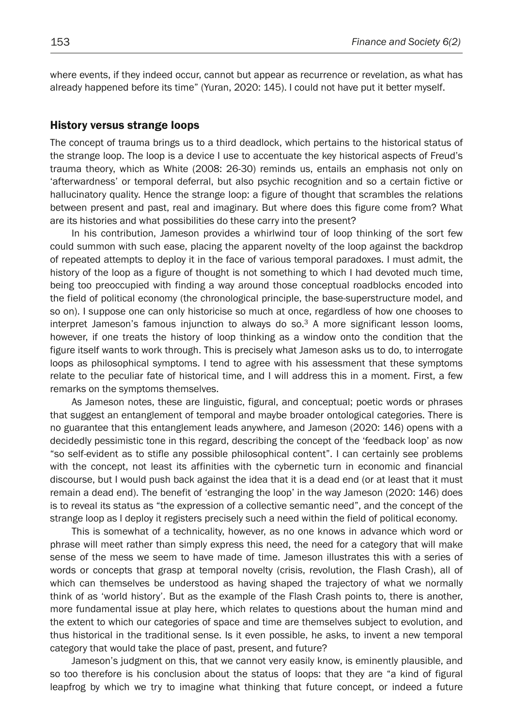where events, if they indeed occur, cannot but appear as recurrence or revelation, as what has already happened before its time" (Yuran, 2020: 145). I could not have put it better myself.

## History versus strange loops

The concept of trauma brings us to a third deadlock, which pertains to the historical status of the strange loop. The loop is a device I use to accentuate the key historical aspects of Freud's trauma theory, which as White (2008: 26-30) reminds us, entails an emphasis not only on 'afterwardness' or temporal deferral, but also psychic recognition and so a certain fictive or hallucinatory quality. Hence the strange loop: a figure of thought that scrambles the relations between present and past, real and imaginary. But where does this figure come from? What are its histories and what possibilities do these carry into the present?

In his contribution, Jameson provides a whirlwind tour of loop thinking of the sort few could summon with such ease, placing the apparent novelty of the loop against the backdrop of repeated attempts to deploy it in the face of various temporal paradoxes. I must admit, the history of the loop as a figure of thought is not something to which I had devoted much time, being too preoccupied with finding a way around those conceptual roadblocks encoded into the field of political economy (the chronological principle, the base-superstructure model, and so on). I suppose one can only historicise so much at once, regardless of how one chooses to interpret Jameson's famous injunction to always do so.[3] A more significant lesson looms, however, if one treats the history of loop thinking as a window onto the condition that the figure itself wants to work through. This is precisely what Jameson asks us to do, to interrogate loops as philosophical symptoms. I tend to agree with his assessment that these symptoms relate to the peculiar fate of historical time, and I will address this in a moment. First, a few remarks on the symptoms themselves.

As Jameson notes, these are linguistic, figural, and conceptual; poetic words or phrases that suggest an entanglement of temporal and maybe broader ontological categories. There is no guarantee that this entanglement leads anywhere, and Jameson (2020: 146) opens with a decidedly pessimistic tone in this regard, describing the concept of the 'feedback loop' as now "so self-evident as to stifle any possible philosophical content". I can certainly see problems with the concept, not least its affinities with the cybernetic turn in economic and financial discourse, but I would push back against the idea that it is a dead end (or at least that it must remain a dead end). The benefit of 'estranging the loop' in the way Jameson (2020: 146) does is to reveal its status as "the expression of a collective semantic need", and the concept of the strange loop as I deploy it registers precisely such a need within the field of political economy.

This is somewhat of a technicality, however, as no one knows in advance which word or phrase will meet rather than simply express this need, the need for a category that will make sense of the mess we seem to have made of time. Jameson illustrates this with a series of words or concepts that grasp at temporal novelty (crisis, revolution, the Flash Crash), all of which can themselves be understood as having shaped the trajectory of what we normally think of as 'world history'. But as the example of the Flash Crash points to, there is another, more fundamental issue at play here, which relates to questions about the human mind and the extent to which our categories of space and time are themselves subject to evolution, and thus historical in the traditional sense. Is it even possible, he asks, to invent a new temporal category that would take the place of past, present, and future?

Jameson's judgment on this, that we cannot very easily know, is eminently plausible, and so too therefore is his conclusion about the status of loops: that they are "a kind of figural leapfrog by which we try to imagine what thinking that future concept, or indeed a future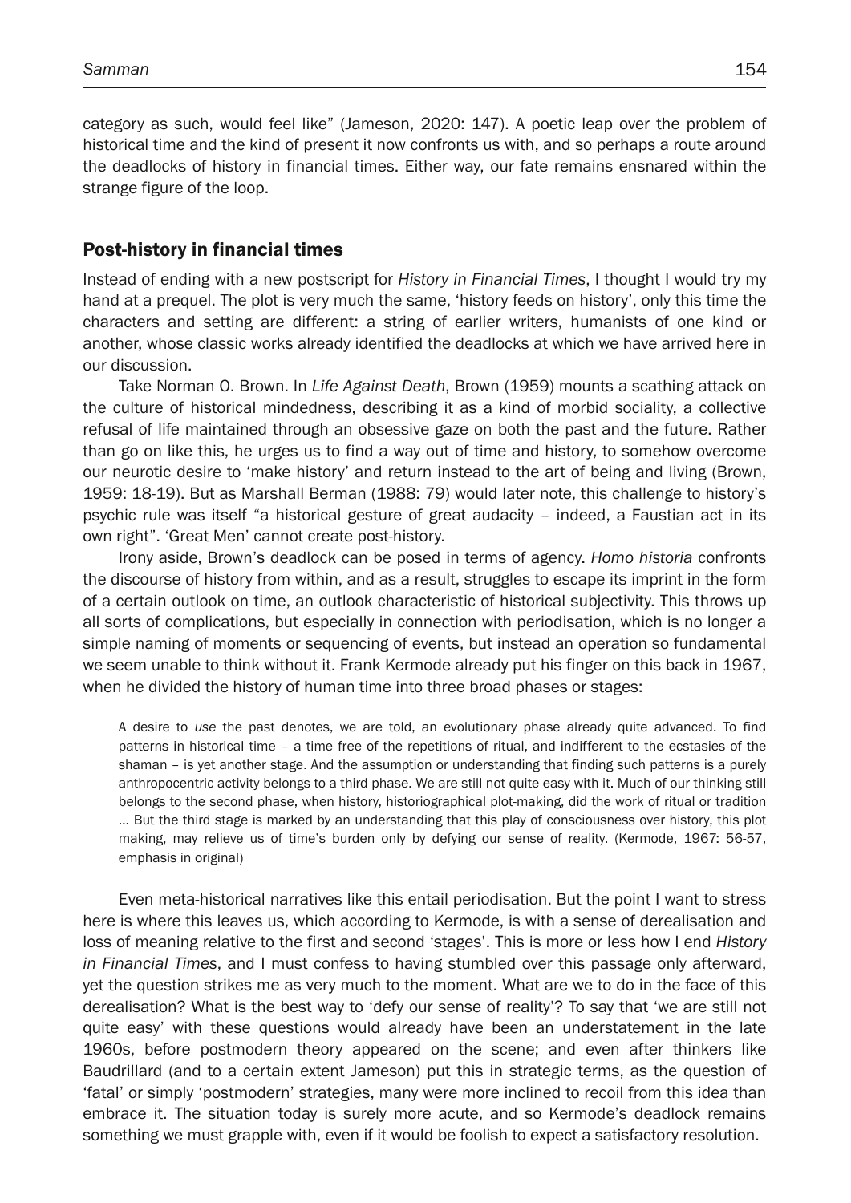category as such, would feel like" (Jameson, 2020: 147). A poetic leap over the problem of historical time and the kind of present it now confronts us with, and so perhaps a route around the deadlocks of history in financial times. Either way, our fate remains ensnared within the strange figure of the loop.

## Post-history in financial times

Instead of ending with a new postscript for *History in Financial Times*, I thought I would try my hand at a prequel. The plot is very much the same, 'history feeds on history', only this time the characters and setting are different: a string of earlier writers, humanists of one kind or another, whose classic works already identified the deadlocks at which we have arrived here in our discussion.

Take Norman O. Brown. In *Life Against Death*, Brown (1959) mounts a scathing attack on the culture of historical mindedness, describing it as a kind of morbid sociality, a collective refusal of life maintained through an obsessive gaze on both the past and the future. Rather than go on like this, he urges us to find a way out of time and history, to somehow overcome our neurotic desire to 'make history' and return instead to the art of being and living (Brown, 1959: 18-19). But as Marshall Berman (1988: 79) would later note, this challenge to history's psychic rule was itself "a historical gesture of great audacity – indeed, a Faustian act in its own right". 'Great Men' cannot create post-history.

Irony aside, Brown's deadlock can be posed in terms of agency. *Homo historia* confronts the discourse of history from within, and as a result, struggles to escape its imprint in the form of a certain outlook on time, an outlook characteristic of historical subjectivity. This throws up all sorts of complications, but especially in connection with periodisation, which is no longer a simple naming of moments or sequencing of events, but instead an operation so fundamental we seem unable to think without it. Frank Kermode already put his finger on this back in 1967, when he divided the history of human time into three broad phases or stages:

> A desire to *use* the past denotes, we are told, an evolutionary phase already quite advanced. To find patterns in historical time – a time free of the repetitions of ritual, and indifferent to the ecstasies of the shaman – is yet another stage. And the assumption or understanding that finding such patterns is a purely anthropocentric activity belongs to a third phase. We are still not quite easy with it. Much of our thinking still belongs to the second phase, when history, historiographical plot-making, did the work of ritual or tradition ... But the third stage is marked by an understanding that this play of consciousness over history, this plot making, may relieve us of time's burden only by defying our sense of reality. (Kermode, 1967: 56-57, emphasis in original)

Even meta-historical narratives like this entail periodisation. But the point I want to stress here is where this leaves us, which according to Kermode, is with a sense of derealisation and loss of meaning relative to the first and second 'stages'. This is more or less how I end *History in Financial Times*, and I must confess to having stumbled over this passage only afterward, yet the question strikes me as very much to the moment. What are we to do in the face of this derealisation? What is the best way to 'defy our sense of reality'? To say that 'we are still not quite easy' with these questions would already have been an understatement in the late 1960s, before postmodern theory appeared on the scene; and even after thinkers like Baudrillard (and to a certain extent Jameson) put this in strategic terms, as the question of 'fatal' or simply 'postmodern' strategies, many were more inclined to recoil from this idea than embrace it. The situation today is surely more acute, and so Kermode's deadlock remains something we must grapple with, even if it would be foolish to expect a satisfactory resolution.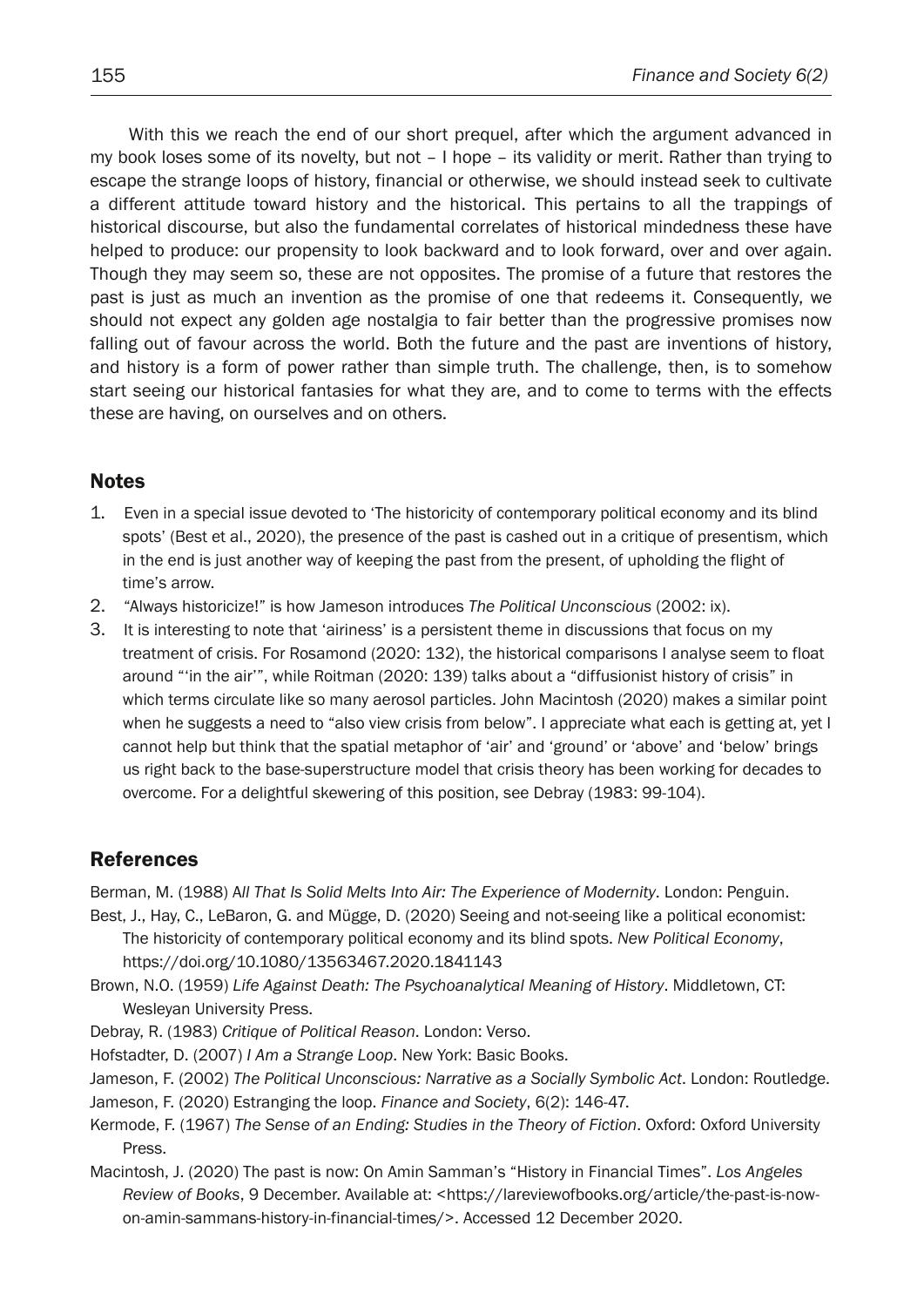With this we reach the end of our short prequel, after which the argument advanced in my book loses some of its novelty, but not – I hope – its validity or merit. Rather than trying to escape the strange loops of history, financial or otherwise, we should instead seek to cultivate a different attitude toward history and the historical. This pertains to all the trappings of historical discourse, but also the fundamental correlates of historical mindedness these have helped to produce: our propensity to look backward and to look forward, over and over again. Though they may seem so, these are not opposites. The promise of a future that restores the past is just as much an invention as the promise of one that redeems it. Consequently, we should not expect any golden age nostalgia to fair better than the progressive promises now falling out of favour across the world. Both the future and the past are inventions of history, and history is a form of power rather than simple truth. The challenge, then, is to somehow start seeing our historical fantasies for what they are, and to come to terms with the effects these are having, on ourselves and on others.

## Notes

1. Even in a special issue devoted to 'The historicity of contemporary political economy and its blind spots' (Best et al., 2020), the presence of the past is cashed out in a critique of presentism, which in the end is just another way of keeping the past from the present, of upholding the flight of time's arrow.
2. "Always historicize!" is how Jameson introduces *The Political Unconscious* (2002: ix).
3. It is interesting to note that 'airiness' is a persistent theme in discussions that focus on my treatment of crisis. For Rosamond (2020: 132), the historical comparisons I analyse seem to float around "'in the air'", while Roitman (2020: 139) talks about a "diffusionist history of crisis" in which terms circulate like so many aerosol particles. John Macintosh (2020) makes a similar point when he suggests a need to "also view crisis from below". I appreciate what each is getting at, yet I cannot help but think that the spatial metaphor of 'air' and 'ground' or 'above' and 'below' brings us right back to the base-superstructure model that crisis theory has been working for decades to overcome. For a delightful skewering of this position, see Debray (1983: 99-104).

## References

Berman, M. (1988) *All That Is Solid Melts Into Air: The Experience of Modernity*. London: Penguin.

Best, J., Hay, C., LeBaron, G. and Mügge, D. (2020) Seeing and not-seeing like a political economist: The historicity of contemporary political economy and its blind spots. *New Political Economy*, https://doi.org/10.1080/13563467.2020.1841143

Brown, N.O. (1959) *Life Against Death: The Psychoanalytical Meaning of History*. Middletown, CT: Wesleyan University Press.

Debray, R. (1983) *Critique of Political Reason*. London: Verso.

Hofstadter, D. (2007) *I Am a Strange Loop*. New York: Basic Books.

Jameson, F. (2002) *The Political Unconscious: Narrative as a Socially Symbolic Act*. London: Routledge.

Jameson, F. (2020) Estranging the loop. *Finance and Society*, 6(2): 146-47.

Kermode, F. (1967) *The Sense of an Ending: Studies in the Theory of Fiction*. Oxford: Oxford University Press.

Macintosh, J. (2020) The past is now: On Amin Samman's "History in Financial Times". *Los Angeles Review of Books*, 9 December. Available at: <https://lareviewofbooks.org/article/the-past-is-now-on-amin-sammans-history-in-financial-times/>. Accessed 12 December 2020.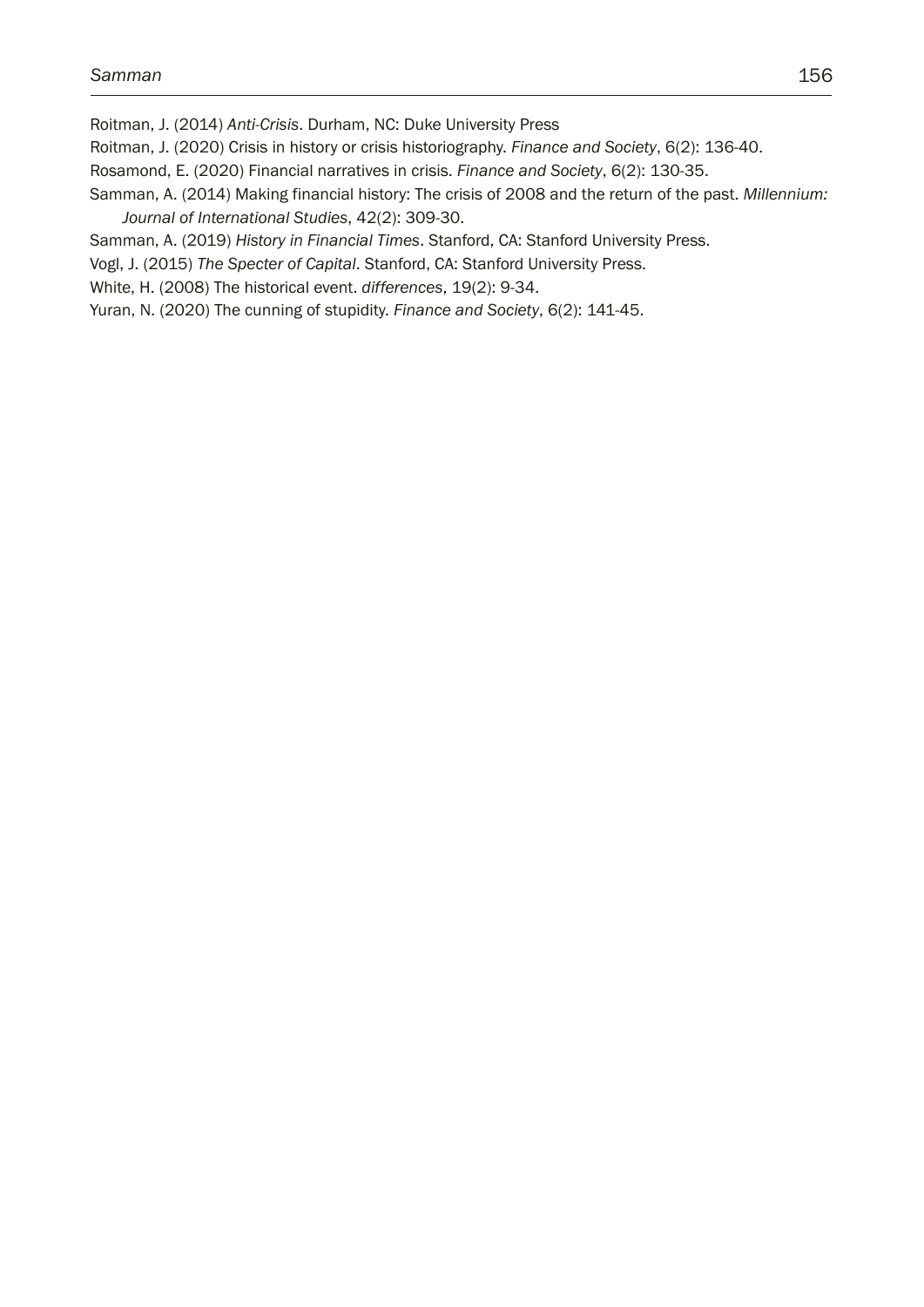Roitman, J. (2014) *Anti-Crisis*. Durham, NC: Duke University Press

Roitman, J. (2020) Crisis in history or crisis historiography. *Finance and Society*, 6(2): 136-40.

Rosamond, E. (2020) Financial narratives in crisis. *Finance and Society*, 6(2): 130-35.

Samman, A. (2014) Making financial history: The crisis of 2008 and the return of the past. *Millennium: Journal of International Studies*, 42(2): 309-30.

Samman, A. (2019) *History in Financial Times*. Stanford, CA: Stanford University Press.

Vogl, J. (2015) *The Specter of Capital*. Stanford, CA: Stanford University Press.

White, H. (2008) The historical event. *differences*, 19(2): 9-34.

Yuran, N. (2020) The cunning of stupidity. *Finance and Society*, 6(2): 141-45.